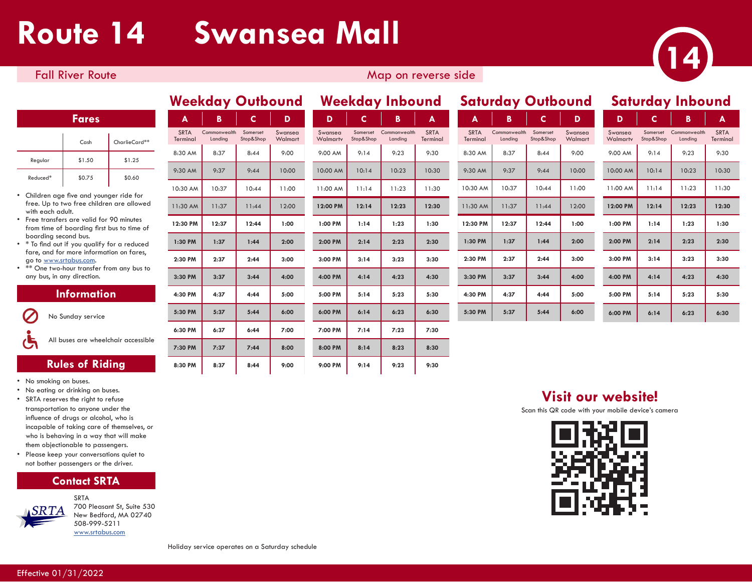# Route 14 Swansea Mall

Fall River Route

Map on reverse side

14

## Weekday Outbound

| A | B | C | D |
|---|---|---|---|
| SRTA Terminal | Commonwealth Landing | Somerset Stop&Shop | Swansea Walmart |
| 8:30 AM | 8:37 | 8:44 | 9:00 |
| 9:30 AM | 9:37 | 9:44 | 10:00 |
| 10:30 AM | 10:37 | 10:44 | 11:00 |
| 11:30 AM | 11:37 | 11:44 | 12:00 |
| **12:30 PM** | **12:37** | **12:44** | **1:00** |
| **1:30 PM** | **1:37** | **1:44** | **2:00** |
| **2:30 PM** | **2:37** | **2:44** | **3:00** |
| **3:30 PM** | **3:37** | **3:44** | **4:00** |
| **4:30 PM** | **4:37** | **4:44** | **5:00** |
| **5:30 PM** | **5:37** | **5:44** | **6:00** |
| **6:30 PM** | **6:37** | **6:44** | **7:00** |
| **7:30 PM** | **7:37** | **7:44** | **8:00** |
| **8:30 PM** | **8:37** | **8:44** | **9:00** |

## Weekday Inbound

| D | C | B | A |
|---|---|---|---|
| Swansea Walmart | Somerset Stop&Shop | Commonwealth Landing | SRTA Terminal |
| 9:00 AM | 9:14 | 9:23 | 9:30 |
| 10:00 AM | 10:14 | 10:23 | 10:30 |
| 11:00 AM | 11:14 | 11:23 | 11:30 |
| **12:00 PM** | **12:14** | **12:23** | **12:30** |
| **1:00 PM** | **1:14** | **1:23** | **1:30** |
| **2:00 PM** | **2:14** | **2:23** | **2:30** |
| **3:00 PM** | **3:14** | **3:23** | **3:30** |
| **4:00 PM** | **4:14** | **4:23** | **4:30** |
| **5:00 PM** | **5:14** | **5:23** | **5:30** |
| **6:00 PM** | **6:14** | **6:23** | **6:30** |
| **7:00 PM** | **7:14** | **7:23** | **7:30** |
| **8:00 PM** | **8:14** | **8:23** | **8:30** |
| **9:00 PM** | **9:14** | **9:23** | **9:30** |

## Saturday Outbound

| A | B | C | D |
|---|---|---|---|
| SRTA Terminal | Commonwealth Landing | Somerset Stop&Shop | Swansea Walmart |
| 8:30 AM | 8:37 | 8:44 | 9:00 |
| 9:30 AM | 9:37 | 9:44 | 10:00 |
| 10:30 AM | 10:37 | 10:44 | 11:00 |
| 11:30 AM | 11:37 | 11:44 | 12:00 |
| **12:30 PM** | **12:37** | **12:44** | **1:00** |
| **1:30 PM** | **1:37** | **1:44** | **2:00** |
| **2:30 PM** | **2:37** | **2:44** | **3:00** |
| **3:30 PM** | **3:37** | **3:44** | **4:00** |
| **4:30 PM** | **4:37** | **4:44** | **5:00** |
| **5:30 PM** | **5:37** | **5:44** | **6:00** |

## Saturday Inbound

| D | C | B | A |
|---|---|---|---|
| Swansea Walmart | Somerset Stop&Shop | Commonwealth Landing | SRTA Terminal |
| 9:00 AM | 9:14 | 9:23 | 9:30 |
| 10:00 AM | 10:14 | 10:23 | 10:30 |
| 11:00 AM | 11:14 | 11:23 | 11:30 |
| **12:00 PM** | **12:14** | **12:23** | **12:30** |
| **1:00 PM** | **1:14** | **1:23** | **1:30** |
| **2:00 PM** | **2:14** | **2:23** | **2:30** |
| **3:00 PM** | **3:14** | **3:23** | **3:30** |
| **4:00 PM** | **4:14** | **4:23** | **4:30** |
| **5:00 PM** | **5:14** | **5:23** | **5:30** |
| **6:00 PM** | **6:14** | **6:23** | **6:30** |

Holiday service operates on a Saturday schedule

## Fares

| | Cash | CharlieCard** |
|---|---|---|
| Regular | $1.50 | $1.25 |
| Reduced* | $0.75 | $0.60 |

- Children age five and younger ride for free. Up to two free children are allowed with each adult.
- Free transfers are valid for 90 minutes from time of boarding first bus to time of boarding second bus.
- * To find out if you qualify for a reduced fare, and for more information on fares, go to www.srtabus.com.
- ** One two-hour transfer from any bus to any bus, in any direction.

## Information

No Sunday service

All buses are wheelchair accessible

## Rules of Riding

- No smoking on buses.
- No eating or drinking on buses.
- SRTA reserves the right to refuse transportation to anyone under the influence of drugs or alcohol, who is incapable of taking care of themselves, or who is behaving in a way that will make them objectionable to passengers.
- Please keep your conversations quiet to not bother passengers or the driver.

## Contact SRTA

SRTA
700 Pleasant St, Suite 530
New Bedford, MA 02740
508-999-5211
www.srtabus.com

## Visit our website!

Scan this QR code with your mobile device's camera

Effective 01/31/2022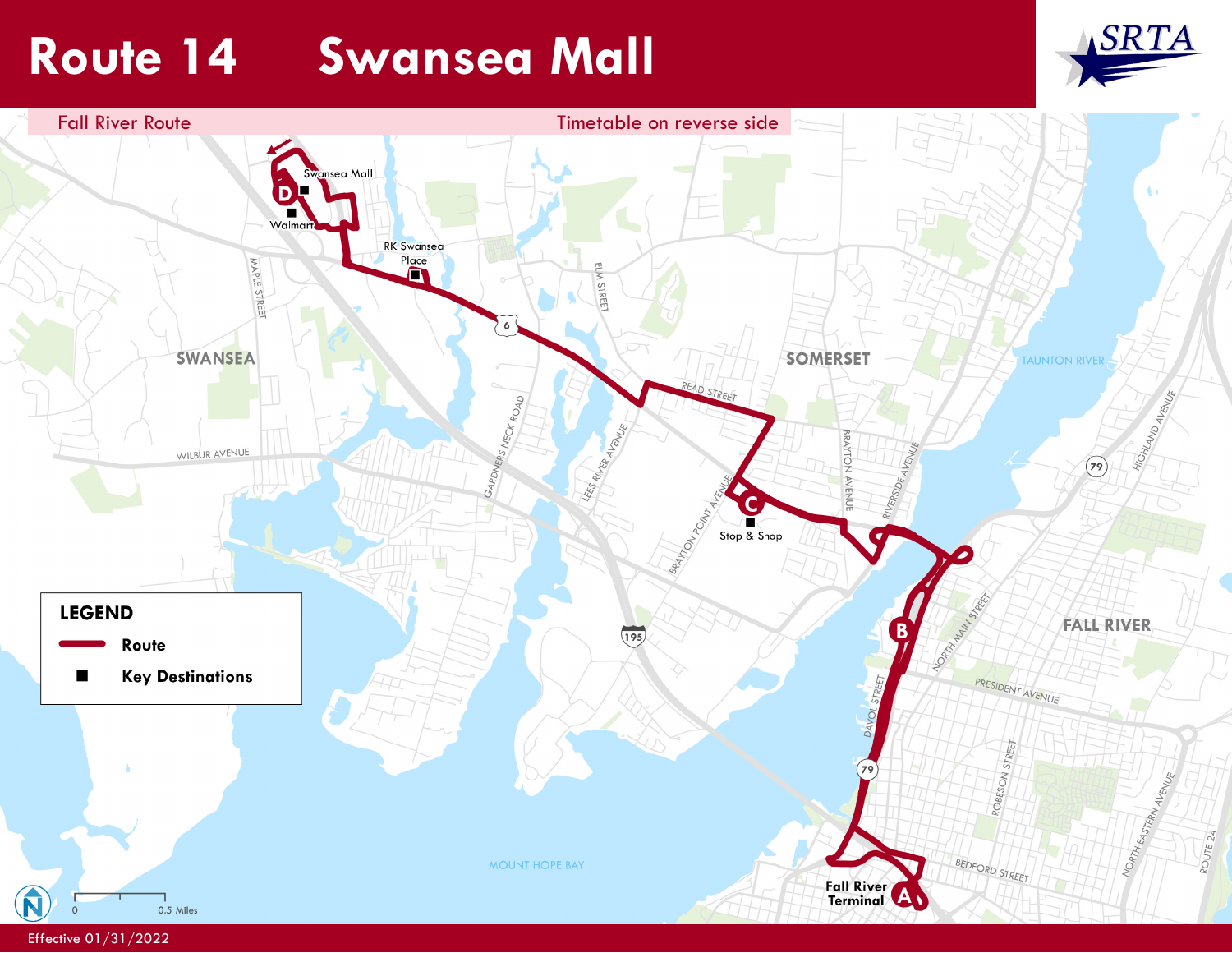# Route 14 Swansea Mall

SRTA

Fall River Route

Timetable on reverse side

Swansea Mall

Walmart

RK Swansea Place

Stop & Shop

Fall River Terminal

A

B

C

D

SWANSEA

SOMERSET

FALL RIVER

TAUNTON RIVER

MOUNT HOPE BAY

MAPLE STREET

WILBUR AVENUE

GARDNERS NECK ROAD

LEES RIVER AVENUE

ELM STREET

READ STREET

BRAYTON POINT AVENUE

BRAYTON AVENUE

RIVERSIDE AVENUE

NORTH MAIN STREET

DAVOL STREET

PRESIDENT AVENUE

ROBESON STREET

BEDFORD STREET

NORTH EASTERN AVENUE

HIGHLAND AVENUE

ROUTE 24

6

79

195

## LEGEND

- Route
- Key Destinations

0 0.5 Miles

N

Effective 01/31/2022